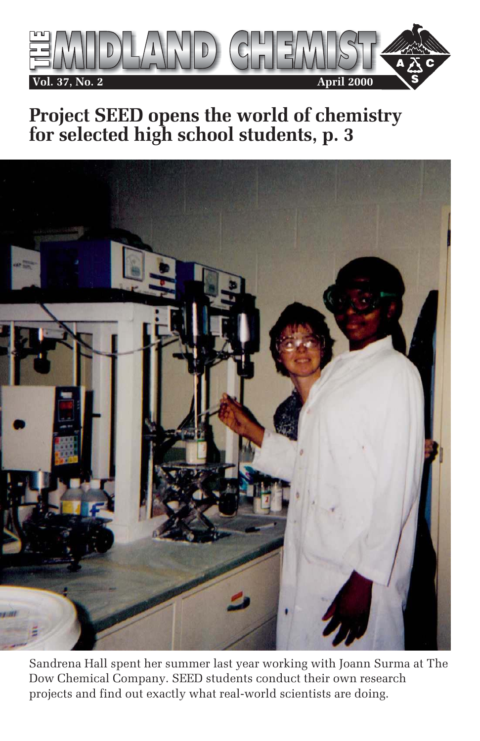# THE MIDLAND CHEMIST

Vol. 37, No. 2 April 2000

## Project SEED opens the world of chemistry for selected high school students, p. 3

Sandrena Hall spent her summer last year working with Joann Surma at The Dow Chemical Company. SEED students conduct their own research projects and find out exactly what real-world scientists are doing.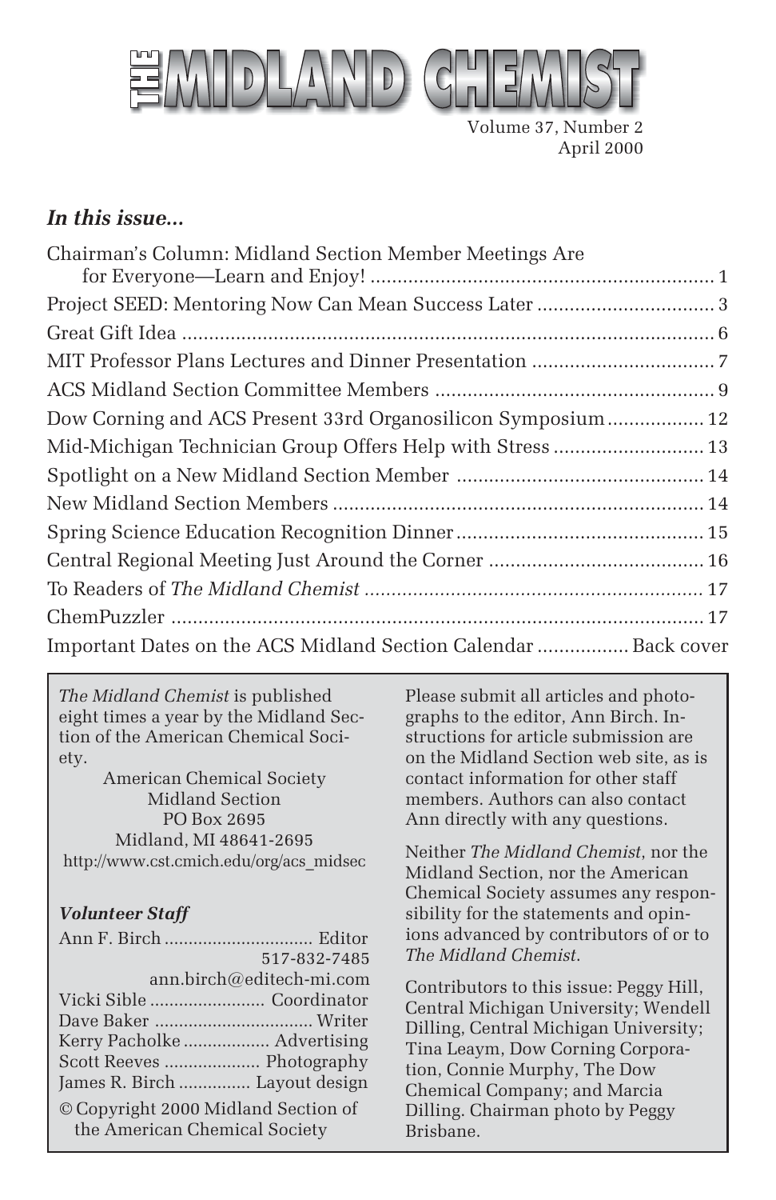# THE MIDLAND CHEMIST

Volume 37, Number 2
April 2000

### *In this issue...*

| | |
|---|---|
| Chairman's Column: Midland Section Member Meetings Are for Everyone—Learn and Enjoy! | 1 |
| Project SEED: Mentoring Now Can Mean Success Later | 3 |
| Great Gift Idea | 6 |
| MIT Professor Plans Lectures and Dinner Presentation | 7 |
| ACS Midland Section Committee Members | 9 |
| Dow Corning and ACS Present 33rd Organosilicon Symposium | 12 |
| Mid-Michigan Technician Group Offers Help with Stress | 13 |
| Spotlight on a New Midland Section Member | 14 |
| New Midland Section Members | 14 |
| Spring Science Education Recognition Dinner | 15 |
| Central Regional Meeting Just Around the Corner | 16 |
| To Readers of *The Midland Chemist* | 17 |
| ChemPuzzler | 17 |
| Important Dates on the ACS Midland Section Calendar | Back cover |

*The Midland Chemist* is published eight times a year by the Midland Section of the American Chemical Society.

American Chemical Society
Midland Section
PO Box 2695
Midland, MI 48641-2695
http://www.cst.cmich.edu/org/acs_midsec

***Volunteer Staff***

Ann F. Birch .............. Editor
517-832-7485
ann.birch@editech-mi.com
Vicki Sible .............. Coordinator
Dave Baker .............. Writer
Kerry Pacholke .............. Advertising
Scott Reeves .............. Photography
James R. Birch .............. Layout design

© Copyright 2000 Midland Section of the American Chemical Society

Please submit all articles and photographs to the editor, Ann Birch. Instructions for article submission are on the Midland Section web site, as is contact information for other staff members. Authors can also contact Ann directly with any questions.

Neither *The Midland Chemist*, nor the Midland Section, nor the American Chemical Society assumes any responsibility for the statements and opinions advanced by contributors of or to *The Midland Chemist*.

Contributors to this issue: Peggy Hill, Central Michigan University; Wendell Dilling, Central Michigan University; Tina Leaym, Dow Corning Corporation, Connie Murphy, The Dow Chemical Company; and Marcia Dilling. Chairman photo by Peggy Brisbane.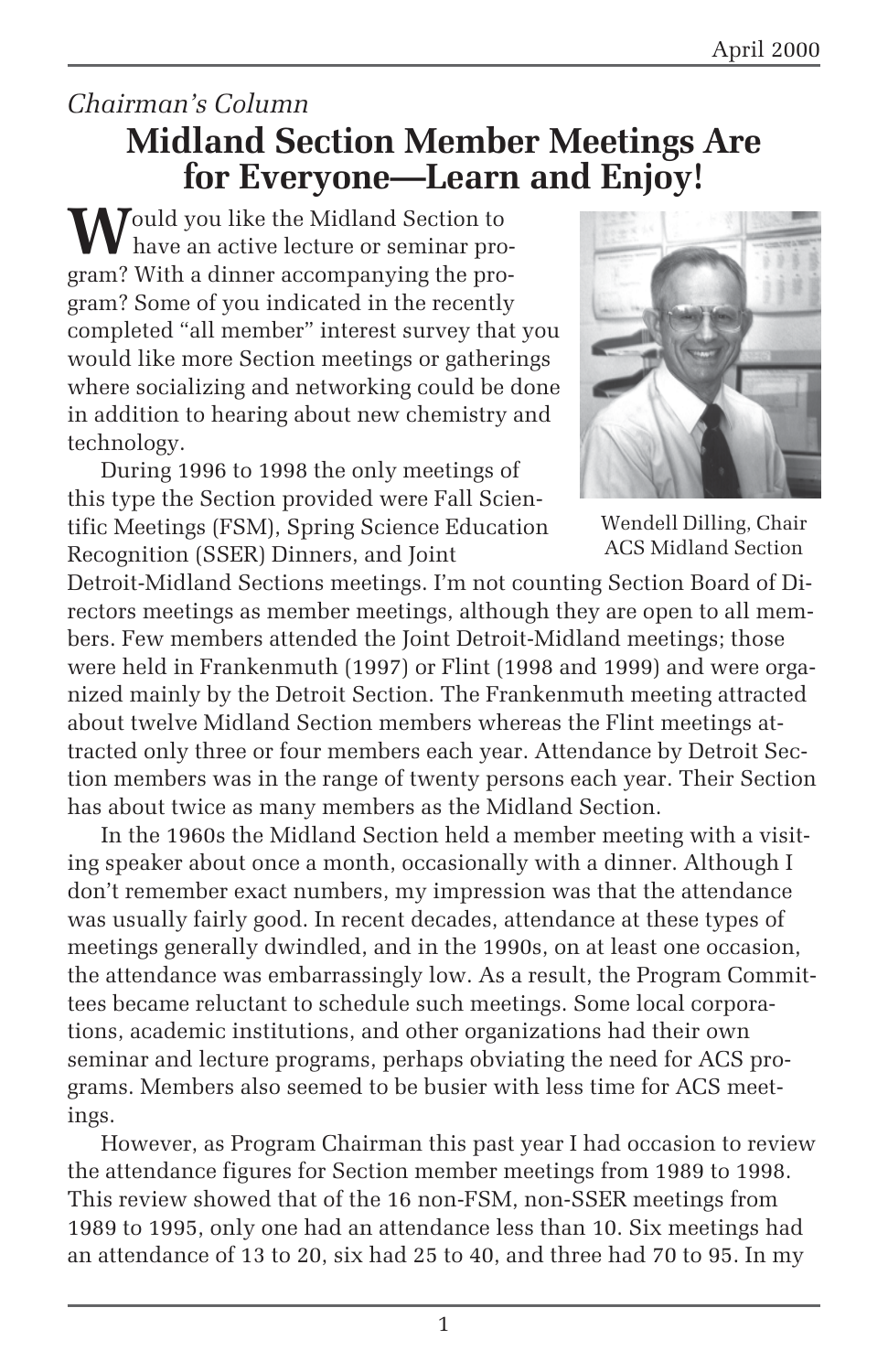*Chairman's Column*

# Midland Section Member Meetings Are for Everyone—Learn and Enjoy!

Would you like the Midland Section to have an active lecture or seminar program? With a dinner accompanying the program? Some of you indicated in the recently completed "all member" interest survey that you would like more Section meetings or gatherings where socializing and networking could be done in addition to hearing about new chemistry and technology.

Wendell Dilling, Chair ACS Midland Section

During 1996 to 1998 the only meetings of this type the Section provided were Fall Scientific Meetings (FSM), Spring Science Education Recognition (SSER) Dinners, and Joint Detroit-Midland Sections meetings. I'm not counting Section Board of Directors meetings as member meetings, although they are open to all members. Few members attended the Joint Detroit-Midland meetings; those were held in Frankenmuth (1997) or Flint (1998 and 1999) and were organized mainly by the Detroit Section. The Frankenmuth meeting attracted about twelve Midland Section members whereas the Flint meetings attracted only three or four members each year. Attendance by Detroit Section members was in the range of twenty persons each year. Their Section has about twice as many members as the Midland Section.

In the 1960s the Midland Section held a member meeting with a visiting speaker about once a month, occasionally with a dinner. Although I don't remember exact numbers, my impression was that the attendance was usually fairly good. In recent decades, attendance at these types of meetings generally dwindled, and in the 1990s, on at least one occasion, the attendance was embarrassingly low. As a result, the Program Committees became reluctant to schedule such meetings. Some local corporations, academic institutions, and other organizations had their own seminar and lecture programs, perhaps obviating the need for ACS programs. Members also seemed to be busier with less time for ACS meetings.

However, as Program Chairman this past year I had occasion to review the attendance figures for Section member meetings from 1989 to 1998. This review showed that of the 16 non-FSM, non-SSER meetings from 1989 to 1995, only one had an attendance less than 10. Six meetings had an attendance of 13 to 20, six had 25 to 40, and three had 70 to 95. In my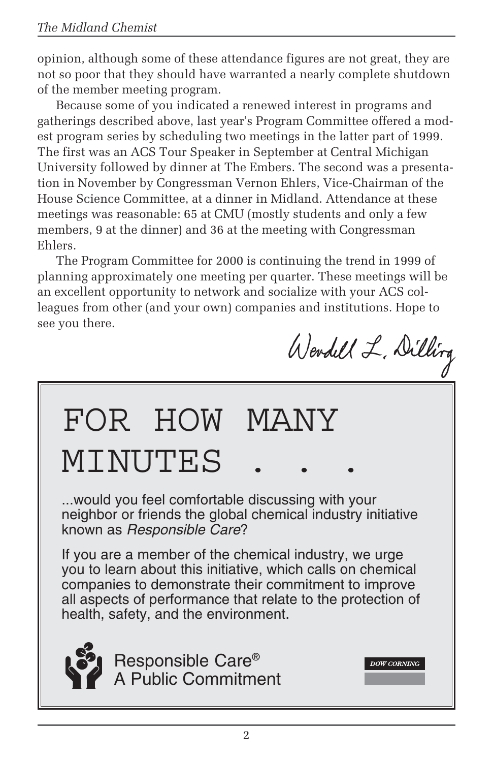opinion, although some of these attendance figures are not great, they are not so poor that they should have warranted a nearly complete shutdown of the member meeting program.

Because some of you indicated a renewed interest in programs and gatherings described above, last year's Program Committee offered a modest program series by scheduling two meetings in the latter part of 1999. The first was an ACS Tour Speaker in September at Central Michigan University followed by dinner at The Embers. The second was a presentation in November by Congressman Vernon Ehlers, Vice-Chairman of the House Science Committee, at a dinner in Midland. Attendance at these meetings was reasonable: 65 at CMU (mostly students and only a few members, 9 at the dinner) and 36 at the meeting with Congressman Ehlers.

The Program Committee for 2000 is continuing the trend in 1999 of planning approximately one meeting per quarter. These meetings will be an excellent opportunity to network and socialize with your ACS colleagues from other (and your own) companies and institutions. Hope to see you there.

Wendell L. Dilling

# FOR HOW MANY MINUTES . . .

...would you feel comfortable discussing with your neighbor or friends the global chemical industry initiative known as *Responsible Care*?

If you are a member of the chemical industry, we urge you to learn about this initiative, which calls on chemical companies to demonstrate their commitment to improve all aspects of performance that relate to the protection of health, safety, and the environment.

Responsible Care®
A Public Commitment

DOW CORNING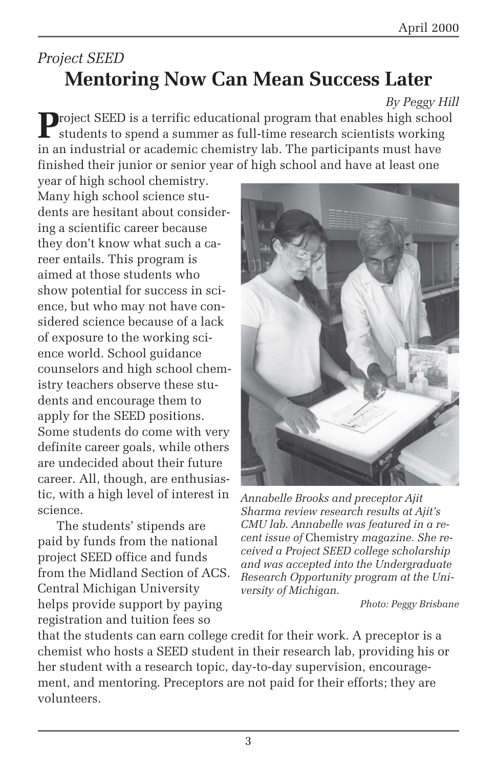*Project SEED*

# Mentoring Now Can Mean Success Later

*By Peggy Hill*

Project SEED is a terrific educational program that enables high school students to spend a summer as full-time research scientists working in an industrial or academic chemistry lab. The participants must have finished their junior or senior year of high school and have at least one year of high school chemistry. Many high school science students are hesitant about considering a scientific career because they don't know what such a career entails. This program is aimed at those students who show potential for success in science, but who may not have considered science because of a lack of exposure to the working science world. School guidance counselors and high school chemistry teachers observe these students and encourage them to apply for the SEED positions. Some students do come with very definite career goals, while others are undecided about their future career. All, though, are enthusiastic, with a high level of interest in science.

*Annabelle Brooks and preceptor Ajit Sharma review research results at Ajit's CMU lab. Annabelle was featured in a recent issue of* Chemistry *magazine. She received a Project SEED college scholarship and was accepted into the Undergraduate Research Opportunity program at the University of Michigan.*

*Photo: Peggy Brisbane*

The students' stipends are paid by funds from the national project SEED office and funds from the Midland Section of ACS. Central Michigan University helps provide support by paying registration and tuition fees so that the students can earn college credit for their work. A preceptor is a chemist who hosts a SEED student in their research lab, providing his or her student with a research topic, day-to-day supervision, encouragement, and mentoring. Preceptors are not paid for their efforts; they are volunteers.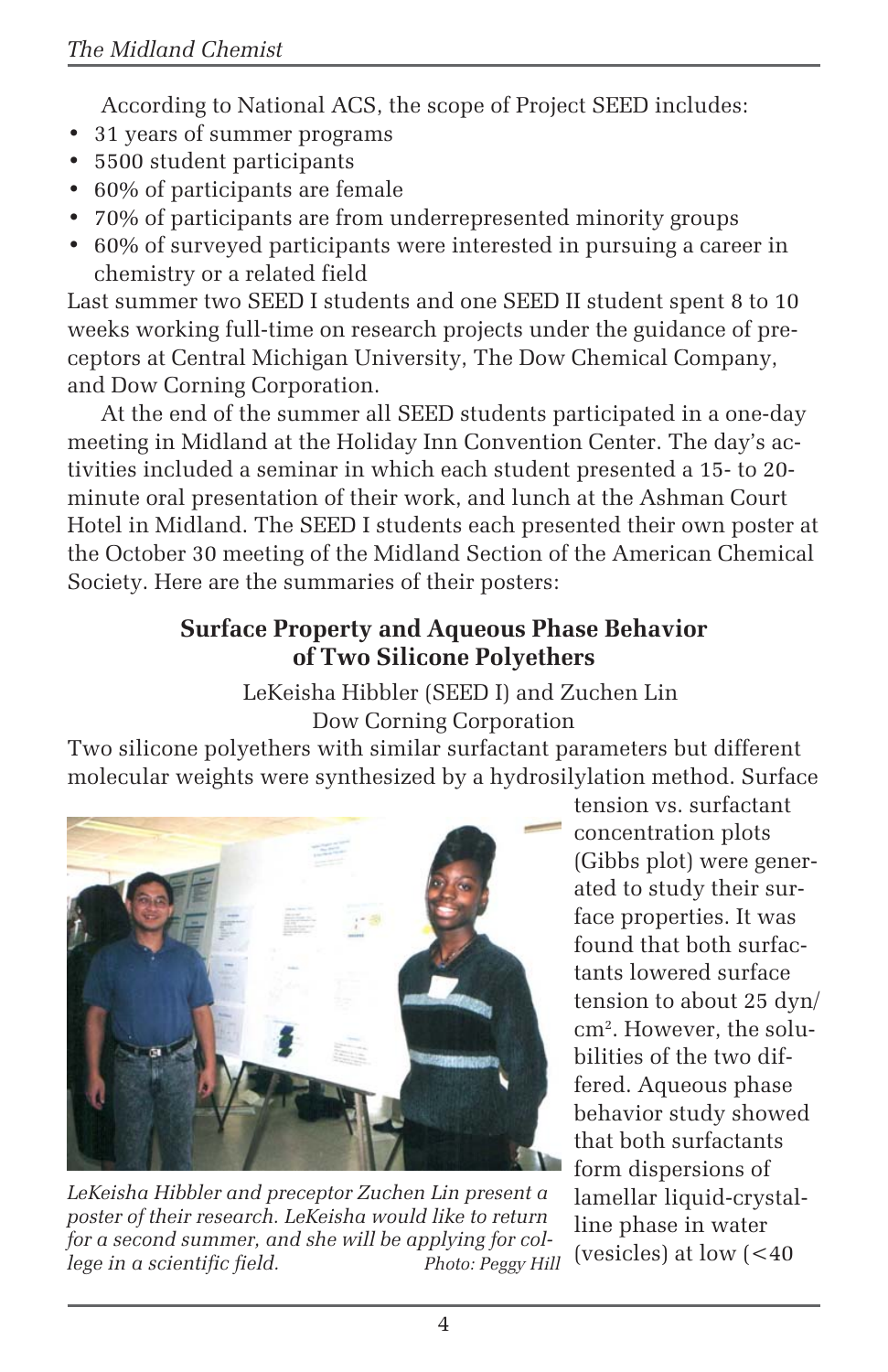According to National ACS, the scope of Project SEED includes:

- 31 years of summer programs
- 5500 student participants
- 60% of participants are female
- 70% of participants are from underrepresented minority groups
- 60% of surveyed participants were interested in pursuing a career in chemistry or a related field

Last summer two SEED I students and one SEED II student spent 8 to 10 weeks working full-time on research projects under the guidance of preceptors at Central Michigan University, The Dow Chemical Company, and Dow Corning Corporation.

At the end of the summer all SEED students participated in a one-day meeting in Midland at the Holiday Inn Convention Center. The day's activities included a seminar in which each student presented a 15- to 20-minute oral presentation of their work, and lunch at the Ashman Court Hotel in Midland. The SEED I students each presented their own poster at the October 30 meeting of the Midland Section of the American Chemical Society. Here are the summaries of their posters:

### Surface Property and Aqueous Phase Behavior of Two Silicone Polyethers

LeKeisha Hibbler (SEED I) and Zuchen Lin
Dow Corning Corporation

Two silicone polyethers with similar surfactant parameters but different molecular weights were synthesized by a hydrosilylation method. Surface tension vs. surfactant concentration plots (Gibbs plot) were generated to study their surface properties. It was found that both surfactants lowered surface tension to about 25 dyn/cm$^2$. However, the solubilities of the two differed. Aqueous phase behavior study showed that both surfactants form dispersions of lamellar liquid-crystalline phase in water (vesicles) at low (<40

*LeKeisha Hibbler and preceptor Zuchen Lin present a poster of their research. LeKeisha would like to return for a second summer, and she will be applying for college in a scientific field.* *Photo: Peggy Hill*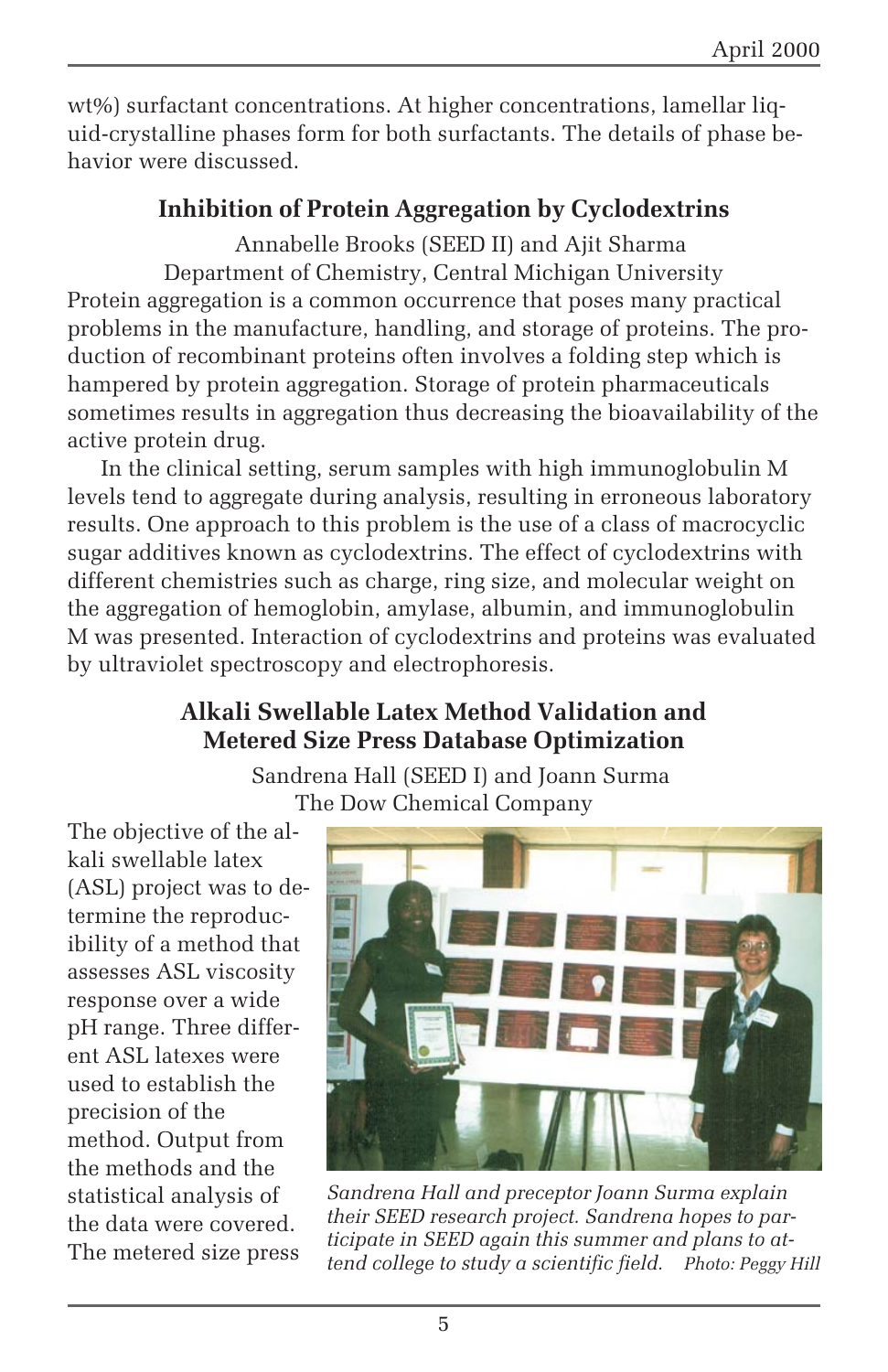wt%) surfactant concentrations. At higher concentrations, lamellar liquid-crystalline phases form for both surfactants. The details of phase behavior were discussed.

### Inhibition of Protein Aggregation by Cyclodextrins

Annabelle Brooks (SEED II) and Ajit Sharma
Department of Chemistry, Central Michigan University

Protein aggregation is a common occurrence that poses many practical problems in the manufacture, handling, and storage of proteins. The production of recombinant proteins often involves a folding step which is hampered by protein aggregation. Storage of protein pharmaceuticals sometimes results in aggregation thus decreasing the bioavailability of the active protein drug.

In the clinical setting, serum samples with high immunoglobulin M levels tend to aggregate during analysis, resulting in erroneous laboratory results. One approach to this problem is the use of a class of macrocyclic sugar additives known as cyclodextrins. The effect of cyclodextrins with different chemistries such as charge, ring size, and molecular weight on the aggregation of hemoglobin, amylase, albumin, and immunoglobulin M was presented. Interaction of cyclodextrins and proteins was evaluated by ultraviolet spectroscopy and electrophoresis.

### Alkali Swellable Latex Method Validation and Metered Size Press Database Optimization

Sandrena Hall (SEED I) and Joann Surma
The Dow Chemical Company

The objective of the alkali swellable latex (ASL) project was to determine the reproducibility of a method that assesses ASL viscosity response over a wide pH range. Three different ASL latexes were used to establish the precision of the method. Output from the methods and the statistical analysis of the data were covered. The metered size press

*Sandrena Hall and preceptor Joann Surma explain their SEED research project. Sandrena hopes to participate in SEED again this summer and plans to attend college to study a scientific field.* *Photo: Peggy Hill*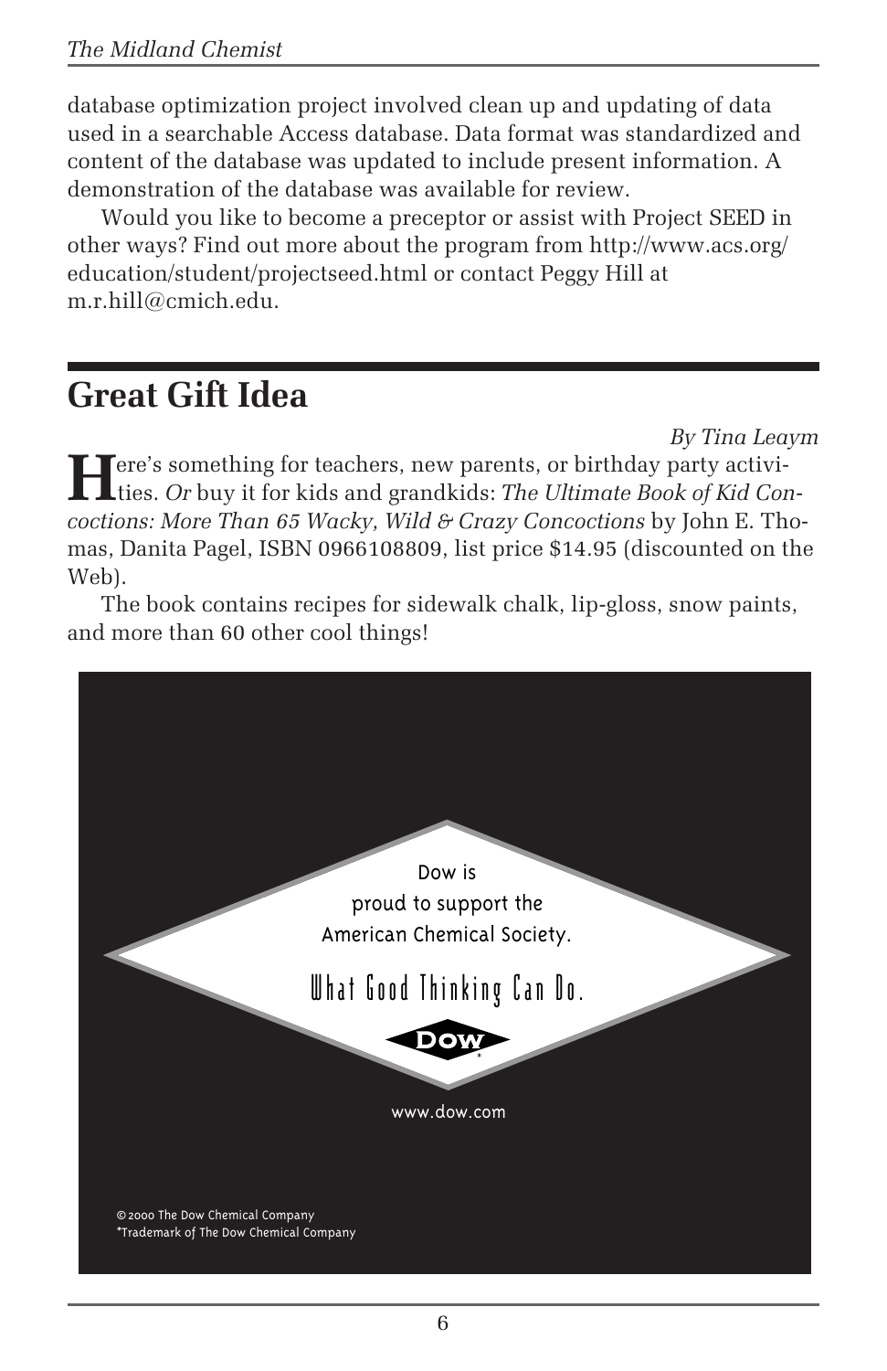database optimization project involved clean up and updating of data used in a searchable Access database. Data format was standardized and content of the database was updated to include present information. A demonstration of the database was available for review.

Would you like to become a preceptor or assist with Project SEED in other ways? Find out more about the program from http://www.acs.org/education/student/projectseed.html or contact Peggy Hill at m.r.hill@cmich.edu.

## Great Gift Idea

*By Tina Leaym*

Here's something for teachers, new parents, or birthday party activities. *Or* buy it for kids and grandkids: *The Ultimate Book of Kid Concoctions: More Than 65 Wacky, Wild & Crazy Concoctions* by John E. Thomas, Danita Pagel, ISBN 0966108809, list price $14.95 (discounted on the Web).

The book contains recipes for sidewalk chalk, lip-gloss, snow paints, and more than 60 other cool things!

Dow is proud to support the American Chemical Society.

What Good Thinking Can Do.

DOW*

www.dow.com

©2000 The Dow Chemical Company
*Trademark of The Dow Chemical Company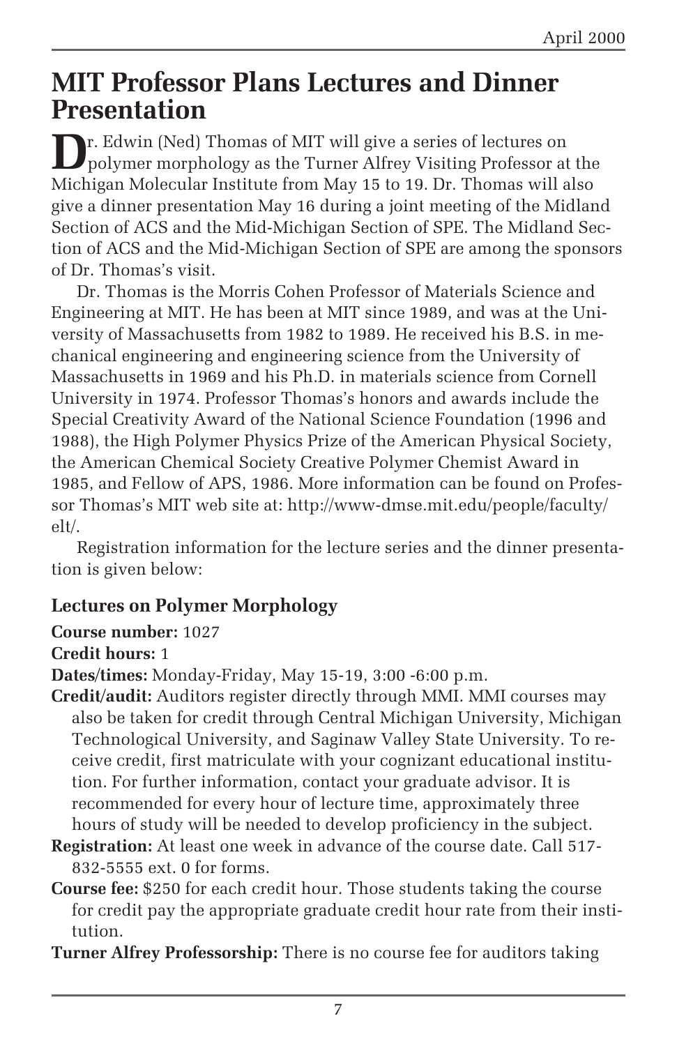# MIT Professor Plans Lectures and Dinner Presentation

Dr. Edwin (Ned) Thomas of MIT will give a series of lectures on polymer morphology as the Turner Alfrey Visiting Professor at the Michigan Molecular Institute from May 15 to 19. Dr. Thomas will also give a dinner presentation May 16 during a joint meeting of the Midland Section of ACS and the Mid-Michigan Section of SPE. The Midland Section of ACS and the Mid-Michigan Section of SPE are among the sponsors of Dr. Thomas's visit.

Dr. Thomas is the Morris Cohen Professor of Materials Science and Engineering at MIT. He has been at MIT since 1989, and was at the University of Massachusetts from 1982 to 1989. He received his B.S. in mechanical engineering and engineering science from the University of Massachusetts in 1969 and his Ph.D. in materials science from Cornell University in 1974. Professor Thomas's honors and awards include the Special Creativity Award of the National Science Foundation (1996 and 1988), the High Polymer Physics Prize of the American Physical Society, the American Chemical Society Creative Polymer Chemist Award in 1985, and Fellow of APS, 1986. More information can be found on Professor Thomas's MIT web site at: http://www-dmse.mit.edu/people/faculty/elt/.

Registration information for the lecture series and the dinner presentation is given below:

### Lectures on Polymer Morphology

**Course number:** 1027

**Credit hours:** 1

**Dates/times:** Monday-Friday, May 15-19, 3:00 -6:00 p.m.

**Credit/audit:** Auditors register directly through MMI. MMI courses may also be taken for credit through Central Michigan University, Michigan Technological University, and Saginaw Valley State University. To receive credit, first matriculate with your cognizant educational institution. For further information, contact your graduate advisor. It is recommended for every hour of lecture time, approximately three hours of study will be needed to develop proficiency in the subject.

**Registration:** At least one week in advance of the course date. Call 517-832-5555 ext. 0 for forms.

**Course fee:** $250 for each credit hour. Those students taking the course for credit pay the appropriate graduate credit hour rate from their institution.

**Turner Alfrey Professorship:** There is no course fee for auditors taking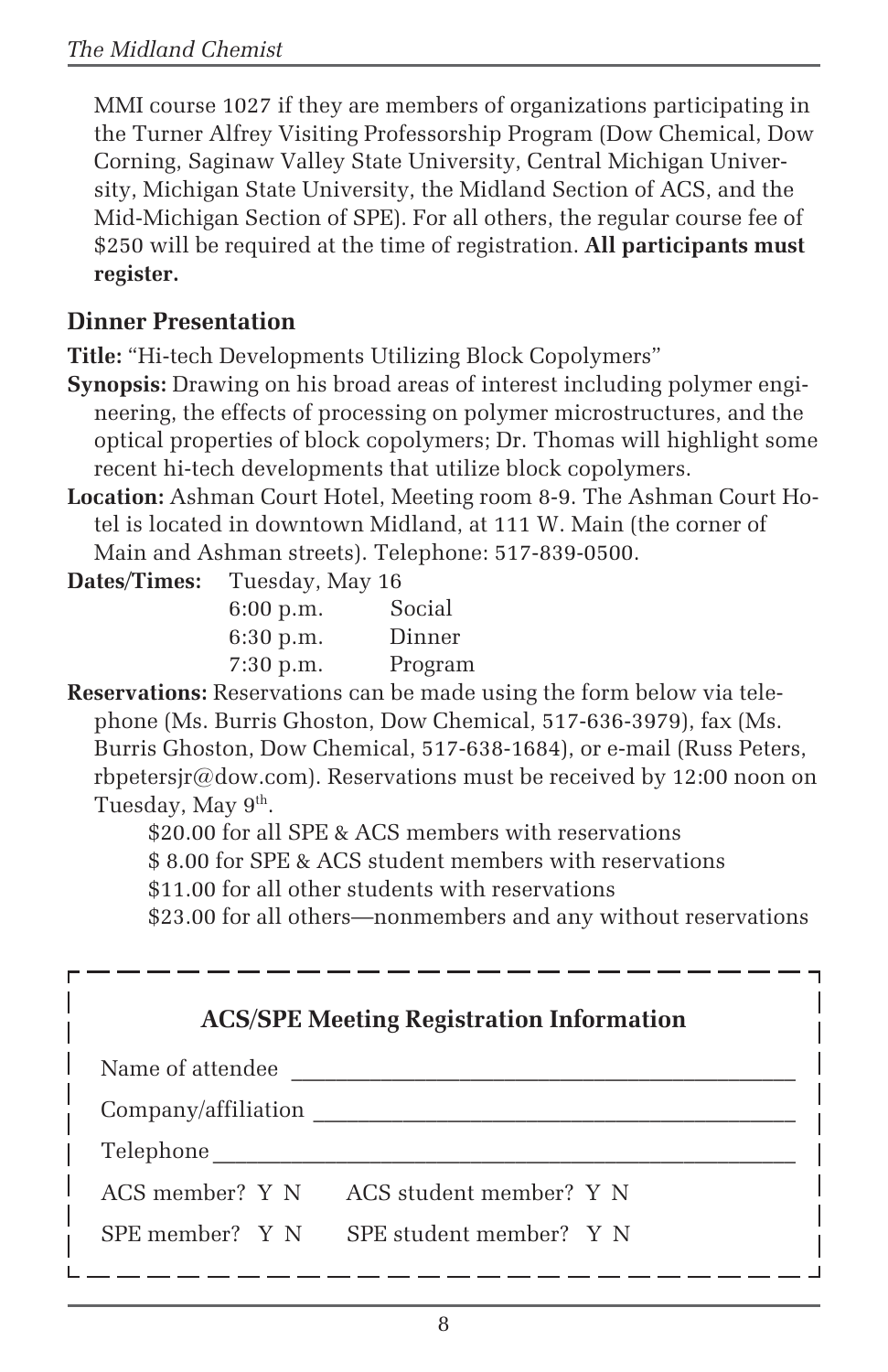MMI course 1027 if they are members of organizations participating in the Turner Alfrey Visiting Professorship Program (Dow Chemical, Dow Corning, Saginaw Valley State University, Central Michigan University, Michigan State University, the Midland Section of ACS, and the Mid-Michigan Section of SPE). For all others, the regular course fee of $250 will be required at the time of registration. **All participants must register.**

## Dinner Presentation

**Title:** "Hi-tech Developments Utilizing Block Copolymers"

**Synopsis:** Drawing on his broad areas of interest including polymer engineering, the effects of processing on polymer microstructures, and the optical properties of block copolymers; Dr. Thomas will highlight some recent hi-tech developments that utilize block copolymers.

**Location:** Ashman Court Hotel, Meeting room 8-9. The Ashman Court Hotel is located in downtown Midland, at 111 W. Main (the corner of Main and Ashman streets). Telephone: 517-839-0500.

**Dates/Times:** Tuesday, May 16

| | |
|---|---|
| 6:00 p.m. | Social |
| 6:30 p.m. | Dinner |
| 7:30 p.m. | Program |

**Reservations:** Reservations can be made using the form below via telephone (Ms. Burris Ghoston, Dow Chemical, 517-636-3979), fax (Ms. Burris Ghoston, Dow Chemical, 517-638-1684), or e-mail (Russ Peters, rbpetersjr@dow.com). Reservations must be received by 12:00 noon on Tuesday, May 9th.

$20.00 for all SPE & ACS members with reservations
$ 8.00 for SPE & ACS student members with reservations
$11.00 for all other students with reservations
$23.00 for all others—nonmembers and any without reservations

### ACS/SPE Meeting Registration Information

Name of attendee ____________________________________________

Company/affiliation __________________________________________

Telephone __________________________________________________

ACS member? Y N    ACS student member? Y N

SPE member? Y N    SPE student member? Y N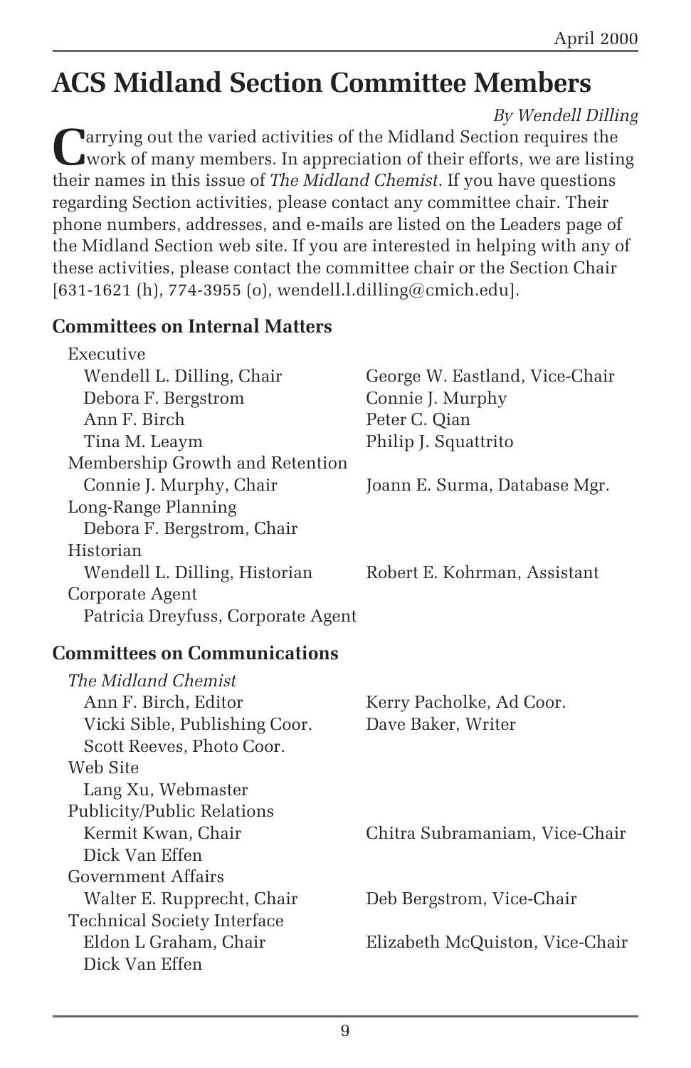# ACS Midland Section Committee Members

*By Wendell Dilling*

Carrying out the varied activities of the Midland Section requires the work of many members. In appreciation of their efforts, we are listing their names in this issue of *The Midland Chemist*. If you have questions regarding Section activities, please contact any committee chair. Their phone numbers, addresses, and e-mails are listed on the Leaders page of the Midland Section web site. If you are interested in helping with any of these activities, please contact the committee chair or the Section Chair [631-1621 (h), 774-3955 (o), wendell.l.dilling@cmich.edu].

## Committees on Internal Matters

Executive
- Wendell L. Dilling, Chair
- George W. Eastland, Vice-Chair
- Debora F. Bergstrom
- Connie J. Murphy
- Ann F. Birch
- Peter C. Qian
- Tina M. Leaym
- Philip J. Squattrito

Membership Growth and Retention
- Connie J. Murphy, Chair
- Joann E. Surma, Database Mgr.

Long-Range Planning
- Debora F. Bergstrom, Chair

Historian
- Wendell L. Dilling, Historian
- Robert E. Kohrman, Assistant

Corporate Agent
- Patricia Dreyfuss, Corporate Agent

## Committees on Communications

*The Midland Chemist*
- Ann F. Birch, Editor
- Kerry Pacholke, Ad Coor.
- Vicki Sible, Publishing Coor.
- Dave Baker, Writer
- Scott Reeves, Photo Coor.

Web Site
- Lang Xu, Webmaster

Publicity/Public Relations
- Kermit Kwan, Chair
- Chitra Subramaniam, Vice-Chair
- Dick Van Effen

Government Affairs
- Walter E. Rupprecht, Chair
- Deb Bergstrom, Vice-Chair

Technical Society Interface
- Eldon L Graham, Chair
- Elizabeth McQuiston, Vice-Chair
- Dick Van Effen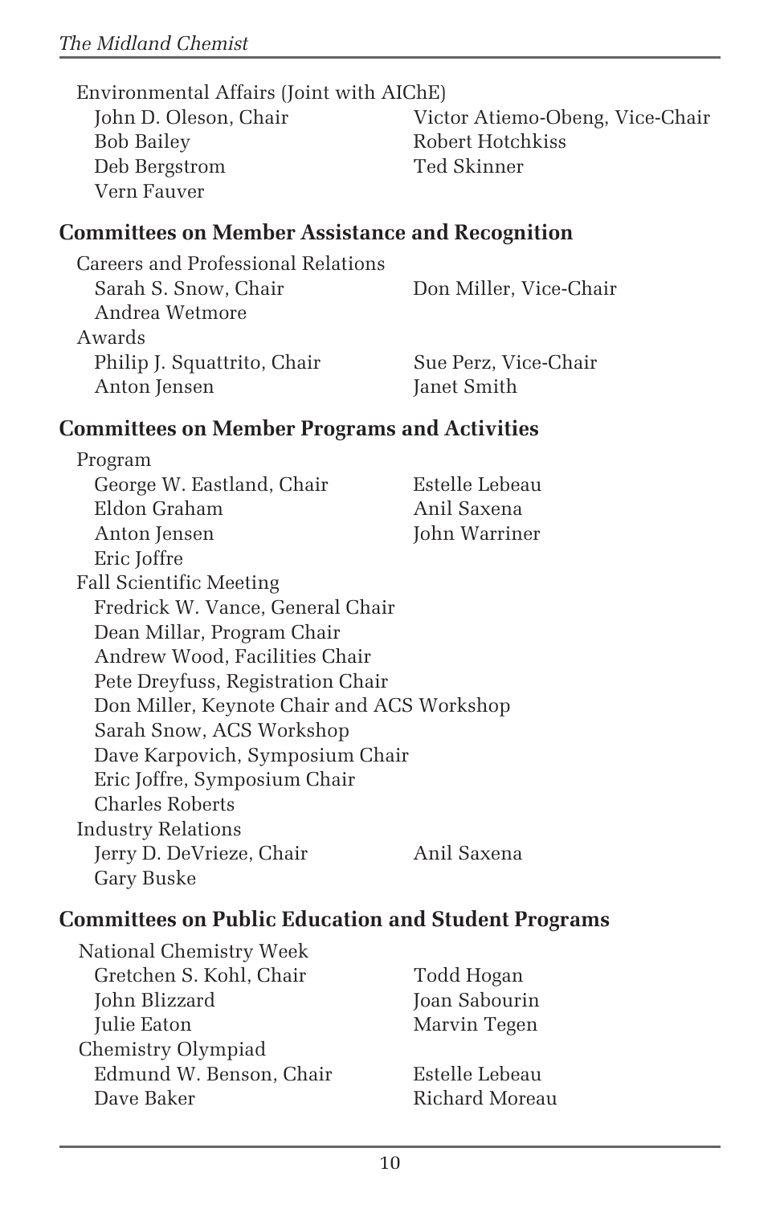Environmental Affairs (Joint with AIChE)

- John D. Oleson, Chair
- Bob Bailey
- Deb Bergstrom
- Vern Fauver
- Victor Atiemo-Obeng, Vice-Chair
- Robert Hotchkiss
- Ted Skinner

## Committees on Member Assistance and Recognition

Careers and Professional Relations

- Sarah S. Snow, Chair
- Andrea Wetmore
- Don Miller, Vice-Chair

Awards

- Philip J. Squattrito, Chair
- Anton Jensen
- Sue Perz, Vice-Chair
- Janet Smith

## Committees on Member Programs and Activities

Program

- George W. Eastland, Chair
- Eldon Graham
- Anton Jensen
- Eric Joffre
- Estelle Lebeau
- Anil Saxena
- John Warriner

Fall Scientific Meeting

- Fredrick W. Vance, General Chair
- Dean Millar, Program Chair
- Andrew Wood, Facilities Chair
- Pete Dreyfuss, Registration Chair
- Don Miller, Keynote Chair and ACS Workshop
- Sarah Snow, ACS Workshop
- Dave Karpovich, Symposium Chair
- Eric Joffre, Symposium Chair
- Charles Roberts

Industry Relations

- Jerry D. DeVrieze, Chair
- Gary Buske
- Anil Saxena

## Committees on Public Education and Student Programs

National Chemistry Week

- Gretchen S. Kohl, Chair
- John Blizzard
- Julie Eaton
- Todd Hogan
- Joan Sabourin
- Marvin Tegen

Chemistry Olympiad

- Edmund W. Benson, Chair
- Dave Baker
- Estelle Lebeau
- Richard Moreau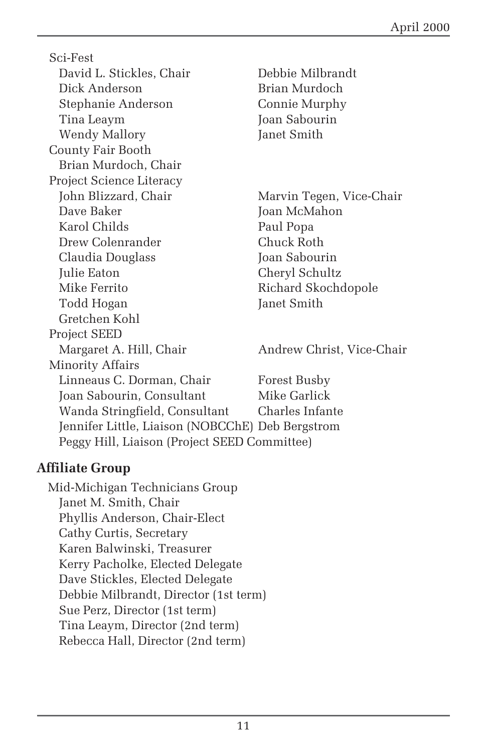Sci-Fest

- David L. Stickles, Chair
- Dick Anderson
- Stephanie Anderson
- Tina Leaym
- Wendy Mallory
- Debbie Milbrandt
- Brian Murdoch
- Connie Murphy
- Joan Sabourin
- Janet Smith

County Fair Booth

- Brian Murdoch, Chair

Project Science Literacy

- John Blizzard, Chair
- Marvin Tegen, Vice-Chair
- Dave Baker
- Karol Childs
- Drew Colenrander
- Claudia Douglass
- Julie Eaton
- Mike Ferrito
- Todd Hogan
- Gretchen Kohl
- Joan McMahon
- Paul Popa
- Chuck Roth
- Joan Sabourin
- Cheryl Schultz
- Richard Skochdopole
- Janet Smith

Project SEED

- Margaret A. Hill, Chair
- Andrew Christ, Vice-Chair

Minority Affairs

- Linneaus C. Dorman, Chair
- Joan Sabourin, Consultant
- Wanda Stringfield, Consultant
- Jennifer Little, Liaison (NOBCChE)
- Peggy Hill, Liaison (Project SEED Committee)
- Forest Busby
- Mike Garlick
- Charles Infante
- Deb Bergstrom

## Affiliate Group

Mid-Michigan Technicians Group

- Janet M. Smith, Chair
- Phyllis Anderson, Chair-Elect
- Cathy Curtis, Secretary
- Karen Balwinski, Treasurer
- Kerry Pacholke, Elected Delegate
- Dave Stickles, Elected Delegate
- Debbie Milbrandt, Director (1st term)
- Sue Perz, Director (1st term)
- Tina Leaym, Director (2nd term)
- Rebecca Hall, Director (2nd term)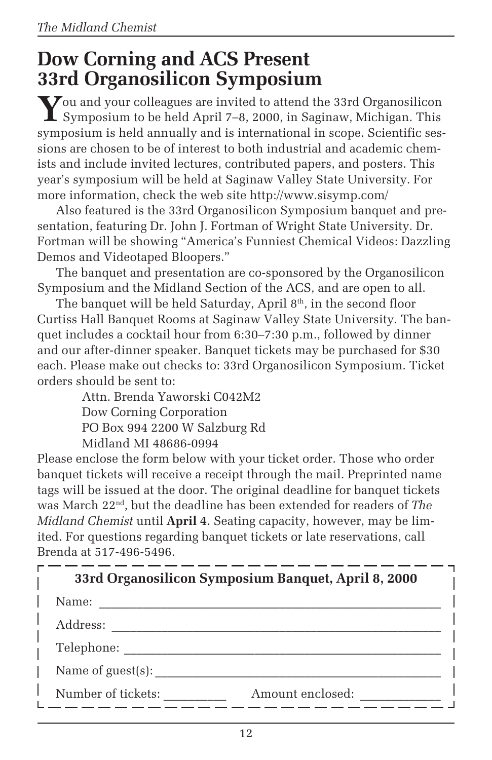# Dow Corning and ACS Present 33rd Organosilicon Symposium

You and your colleagues are invited to attend the 33rd Organosilicon Symposium to be held April 7–8, 2000, in Saginaw, Michigan. This symposium is held annually and is international in scope. Scientific sessions are chosen to be of interest to both industrial and academic chemists and include invited lectures, contributed papers, and posters. This year's symposium will be held at Saginaw Valley State University. For more information, check the web site http://www.sisymp.com/

Also featured is the 33rd Organosilicon Symposium banquet and presentation, featuring Dr. John J. Fortman of Wright State University. Dr. Fortman will be showing "America's Funniest Chemical Videos: Dazzling Demos and Videotaped Bloopers."

The banquet and presentation are co-sponsored by the Organosilicon Symposium and the Midland Section of the ACS, and are open to all.

The banquet will be held Saturday, April 8th, in the second floor Curtiss Hall Banquet Rooms at Saginaw Valley State University. The banquet includes a cocktail hour from 6:30–7:30 p.m., followed by dinner and our after-dinner speaker. Banquet tickets may be purchased for $30 each. Please make out checks to: 33rd Organosilicon Symposium. Ticket orders should be sent to:

Attn. Brenda Yaworski C042M2
Dow Corning Corporation
PO Box 994 2200 W Salzburg Rd
Midland MI 48686-0994

Please enclose the form below with your ticket order. Those who order banquet tickets will receive a receipt through the mail. Preprinted name tags will be issued at the door. The original deadline for banquet tickets was March 22nd, but the deadline has been extended for readers of *The Midland Chemist* until **April 4**. Seating capacity, however, may be limited. For questions regarding banquet tickets or late reservations, call Brenda at 517-496-5496.

---

**33rd Organosilicon Symposium Banquet, April 8, 2000**

Name: ______________________________________________

Address: ____________________________________________

Telephone: __________________________________________

Name of guest(s): _____________________________________

Number of tickets: _________ Amount enclosed: ___________

---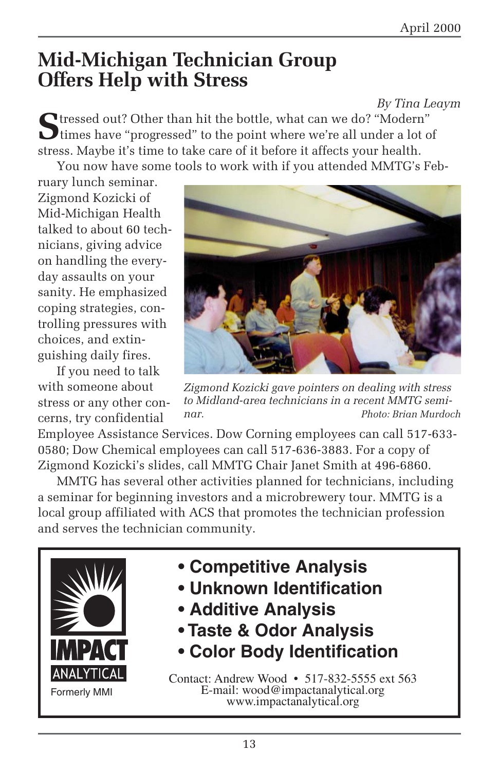# Mid-Michigan Technician Group Offers Help with Stress

*By Tina Leaym*

Stressed out? Other than hit the bottle, what can we do? "Modern" times have "progressed" to the point where we're all under a lot of stress. Maybe it's time to take care of it before it affects your health.

You now have some tools to work with if you attended MMTG's February lunch seminar. Zigmond Kozicki of Mid-Michigan Health talked to about 60 technicians, giving advice on handling the everyday assaults on your sanity. He emphasized coping strategies, controlling pressures with choices, and extinguishing daily fires.

*Zigmond Kozicki gave pointers on dealing with stress to Midland-area technicians in a recent MMTG seminar.* *Photo: Brian Murdoch*

If you need to talk with someone about stress or any other concerns, try confidential Employee Assistance Services. Dow Corning employees can call 517-633-0580; Dow Chemical employees can call 517-636-3883. For a copy of Zigmond Kozicki's slides, call MMTG Chair Janet Smith at 496-6860.

MMTG has several other activities planned for technicians, including a seminar for beginning investors and a microbrewery tour. MMTG is a local group affiliated with ACS that promotes the technician profession and serves the technician community.

---

**IMPACT ANALYTICAL**

Formerly MMI

- **Competitive Analysis**
- **Unknown Identification**
- **Additive Analysis**
- **Taste & Odor Analysis**
- **Color Body Identification**

Contact: Andrew Wood • 517-832-5555 ext 563
E-mail: wood@impactanalytical.org
www.impactanalytical.org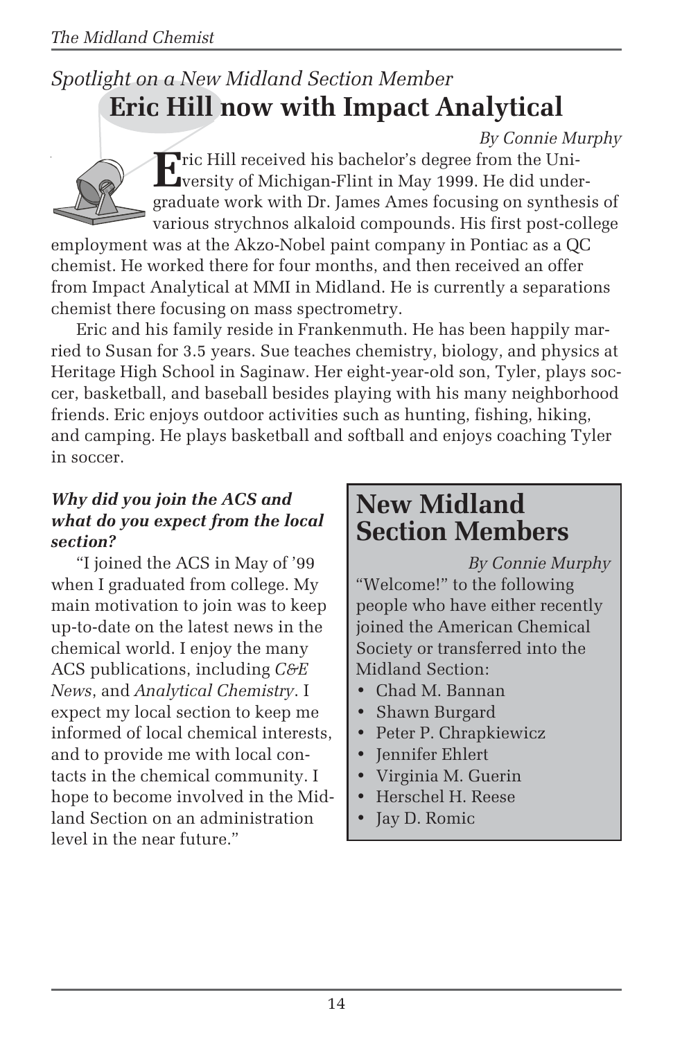*Spotlight on a New Midland Section Member*

# Eric Hill now with Impact Analytical

*By Connie Murphy*

Eric Hill received his bachelor's degree from the University of Michigan-Flint in May 1999. He did undergraduate work with Dr. James Ames focusing on synthesis of various strychnos alkaloid compounds. His first post-college employment was at the Akzo-Nobel paint company in Pontiac as a QC chemist. He worked there for four months, and then received an offer from Impact Analytical at MMI in Midland. He is currently a separations chemist there focusing on mass spectrometry.

Eric and his family reside in Frankenmuth. He has been happily married to Susan for 3.5 years. Sue teaches chemistry, biology, and physics at Heritage High School in Saginaw. Her eight-year-old son, Tyler, plays soccer, basketball, and baseball besides playing with his many neighborhood friends. Eric enjoys outdoor activities such as hunting, fishing, hiking, and camping. He plays basketball and softball and enjoys coaching Tyler in soccer.

***Why did you join the ACS and what do you expect from the local section?***

"I joined the ACS in May of '99 when I graduated from college. My main motivation to join was to keep up-to-date on the latest news in the chemical world. I enjoy the many ACS publications, including *C&E News*, and *Analytical Chemistry*. I expect my local section to keep me informed of local chemical interests, and to provide me with local contacts in the chemical community. I hope to become involved in the Midland Section on an administration level in the near future."

## New Midland Section Members

*By Connie Murphy*

"Welcome!" to the following people who have either recently joined the American Chemical Society or transferred into the Midland Section:

- Chad M. Bannan
- Shawn Burgard
- Peter P. Chrapkiewicz
- Jennifer Ehlert
- Virginia M. Guerin
- Herschel H. Reese
- Jay D. Romic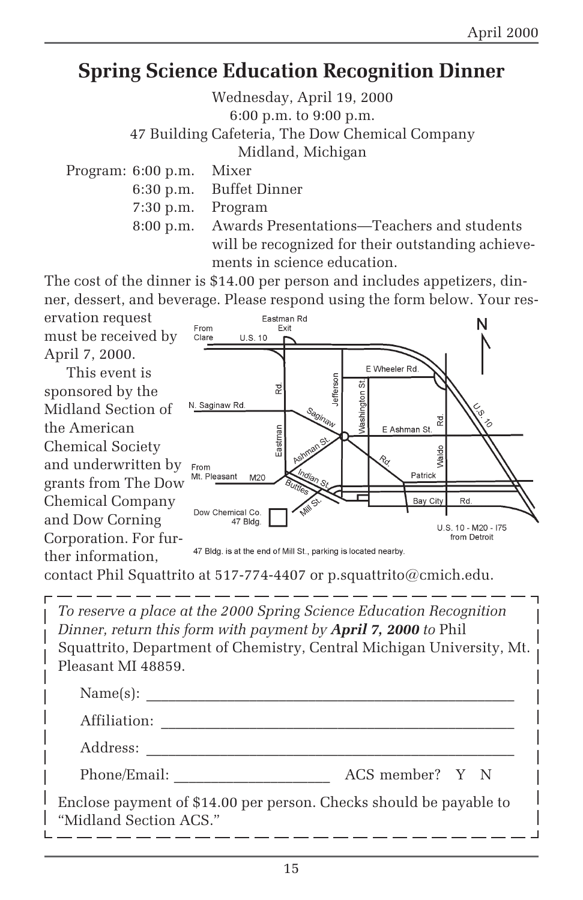# Spring Science Education Recognition Dinner

Wednesday, April 19, 2000
6:00 p.m. to 9:00 p.m.
47 Building Cafeteria, The Dow Chemical Company
Midland, Michigan

Program:
- 6:00 p.m. Mixer
- 6:30 p.m. Buffet Dinner
- 7:30 p.m. Program
- 8:00 p.m. Awards Presentations—Teachers and students will be recognized for their outstanding achievements in science education.

The cost of the dinner is $14.00 per person and includes appetizers, dinner, dessert, and beverage. Please respond using the form below. Your reservation request must be received by April 7, 2000.

This event is sponsored by the Midland Section of the American Chemical Society and underwritten by grants from The Dow Chemical Company and Dow Corning Corporation. For further information, contact Phil Squattrito at 517-774-4407 or p.squattrito@cmich.edu.

47 Bldg. is at the end of Mill St., parking is located nearby.

---

*To reserve a place at the 2000 Spring Science Education Recognition Dinner, return this form with payment by* ***April 7, 2000*** *to* Phil Squattrito, Department of Chemistry, Central Michigan University, Mt. Pleasant MI 48859.

Name(s): ____________________________________________

Affiliation: __________________________________________

Address: ____________________________________________

Phone/Email: ____________________ ACS member? Y N

Enclose payment of $14.00 per person. Checks should be payable to "Midland Section ACS."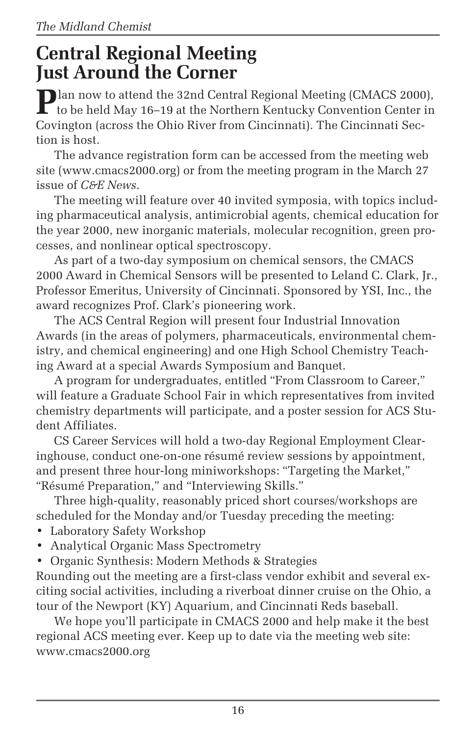# Central Regional Meeting Just Around the Corner

Plan now to attend the 32nd Central Regional Meeting (CMACS 2000), to be held May 16–19 at the Northern Kentucky Convention Center in Covington (across the Ohio River from Cincinnati). The Cincinnati Section is host.

The advance registration form can be accessed from the meeting web site (www.cmacs2000.org) or from the meeting program in the March 27 issue of *C&E News*.

The meeting will feature over 40 invited symposia, with topics including pharmaceutical analysis, antimicrobial agents, chemical education for the year 2000, new inorganic materials, molecular recognition, green processes, and nonlinear optical spectroscopy.

As part of a two-day symposium on chemical sensors, the CMACS 2000 Award in Chemical Sensors will be presented to Leland C. Clark, Jr., Professor Emeritus, University of Cincinnati. Sponsored by YSI, Inc., the award recognizes Prof. Clark's pioneering work.

The ACS Central Region will present four Industrial Innovation Awards (in the areas of polymers, pharmaceuticals, environmental chemistry, and chemical engineering) and one High School Chemistry Teaching Award at a special Awards Symposium and Banquet.

A program for undergraduates, entitled "From Classroom to Career," will feature a Graduate School Fair in which representatives from invited chemistry departments will participate, and a poster session for ACS Student Affiliates.

CS Career Services will hold a two-day Regional Employment Clearinghouse, conduct one-on-one résumé review sessions by appointment, and present three hour-long miniworkshops: "Targeting the Market," "Résumé Preparation," and "Interviewing Skills."

Three high-quality, reasonably priced short courses/workshops are scheduled for the Monday and/or Tuesday preceding the meeting:

- Laboratory Safety Workshop
- Analytical Organic Mass Spectrometry
- Organic Synthesis: Modern Methods & Strategies

Rounding out the meeting are a first-class vendor exhibit and several exciting social activities, including a riverboat dinner cruise on the Ohio, a tour of the Newport (KY) Aquarium, and Cincinnati Reds baseball.

We hope you'll participate in CMACS 2000 and help make it the best regional ACS meeting ever. Keep up to date via the meeting web site: www.cmacs2000.org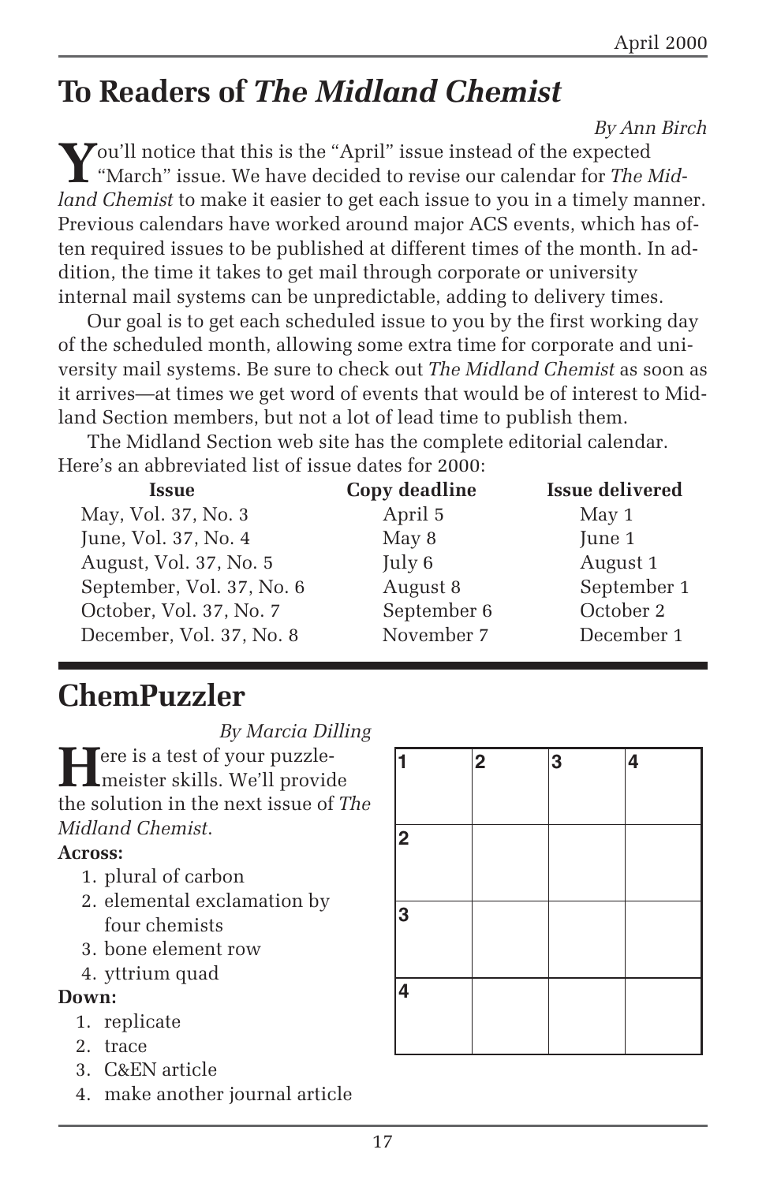## To Readers of *The Midland Chemist*

*By Ann Birch*

You'll notice that this is the "April" issue instead of the expected "March" issue. We have decided to revise our calendar for *The Midland Chemist* to make it easier to get each issue to you in a timely manner. Previous calendars have worked around major ACS events, which has often required issues to be published at different times of the month. In addition, the time it takes to get mail through corporate or university internal mail systems can be unpredictable, adding to delivery times.

Our goal is to get each scheduled issue to you by the first working day of the scheduled month, allowing some extra time for corporate and university mail systems. Be sure to check out *The Midland Chemist* as soon as it arrives—at times we get word of events that would be of interest to Midland Section members, but not a lot of lead time to publish them.

The Midland Section web site has the complete editorial calendar. Here's an abbreviated list of issue dates for 2000:

| Issue | Copy deadline | Issue delivered |
|---|---|---|
| May, Vol. 37, No. 3 | April 5 | May 1 |
| June, Vol. 37, No. 4 | May 8 | June 1 |
| August, Vol. 37, No. 5 | July 6 | August 1 |
| September, Vol. 37, No. 6 | August 8 | September 1 |
| October, Vol. 37, No. 7 | September 6 | October 2 |
| December, Vol. 37, No. 8 | November 7 | December 1 |

## ChemPuzzler

*By Marcia Dilling*

Here is a test of your puzzlemeister skills. We'll provide the solution in the next issue of *The Midland Chemist*.

**Across:**

1. plural of carbon
2. elemental exclamation by four chemists
3. bone element row
4. yttrium quad

**Down:**

1. replicate
2. trace
3. C&EN article
4. make another journal article

| 1 | 2 | 3 | 4 |
|---|---|---|---|
| 2 | | | |
| 3 | | | |
| 4 | | | |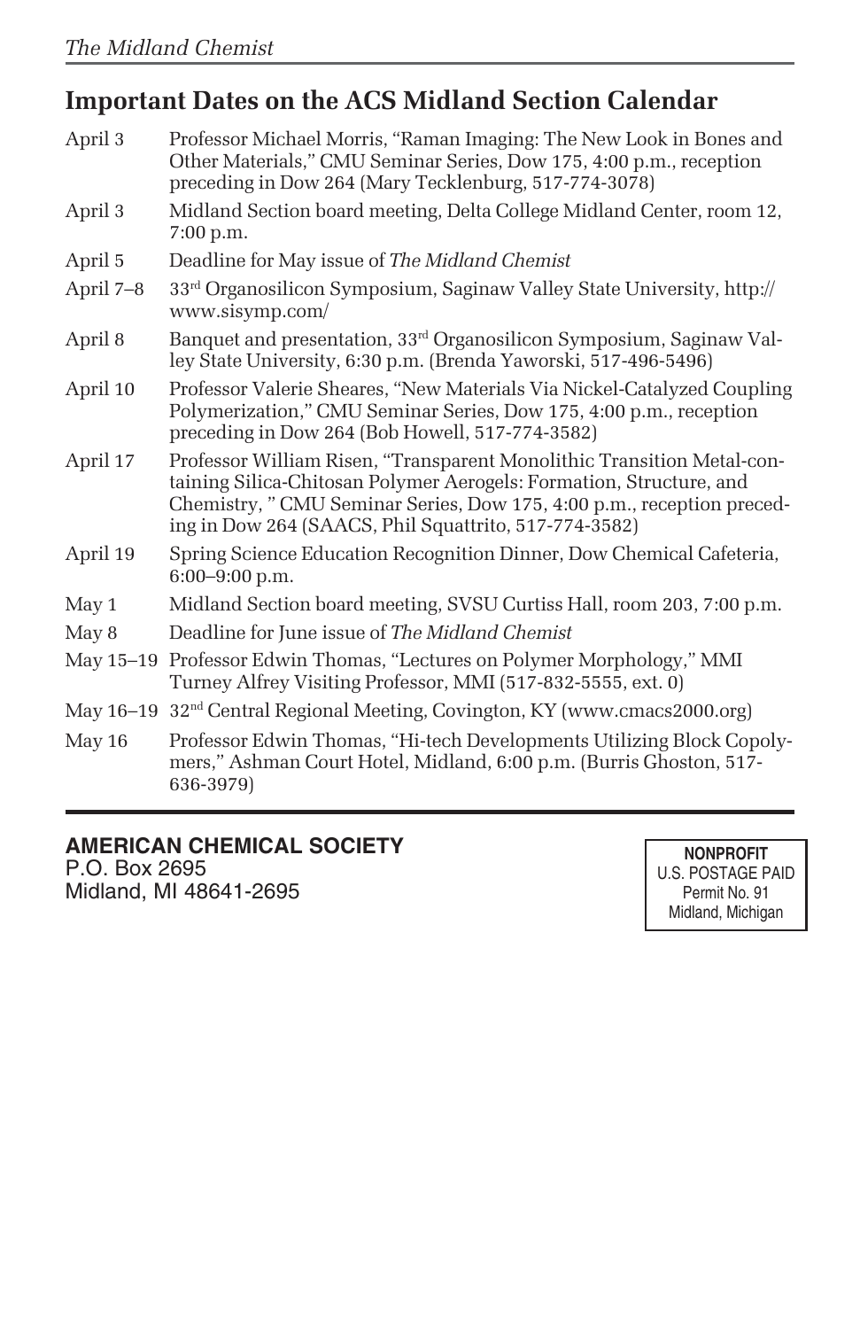## Important Dates on the ACS Midland Section Calendar

| | |
|---|---|
| April 3 | Professor Michael Morris, "Raman Imaging: The New Look in Bones and Other Materials," CMU Seminar Series, Dow 175, 4:00 p.m., reception preceding in Dow 264 (Mary Tecklenburg, 517-774-3078) |
| April 3 | Midland Section board meeting, Delta College Midland Center, room 12, 7:00 p.m. |
| April 5 | Deadline for May issue of *The Midland Chemist* |
| April 7–8 | 33rd Organosilicon Symposium, Saginaw Valley State University, http://www.sisymp.com/ |
| April 8 | Banquet and presentation, 33rd Organosilicon Symposium, Saginaw Valley State University, 6:30 p.m. (Brenda Yaworski, 517-496-5496) |
| April 10 | Professor Valerie Sheares, "New Materials Via Nickel-Catalyzed Coupling Polymerization," CMU Seminar Series, Dow 175, 4:00 p.m., reception preceding in Dow 264 (Bob Howell, 517-774-3582) |
| April 17 | Professor William Risen, "Transparent Monolithic Transition Metal-containing Silica-Chitosan Polymer Aerogels: Formation, Structure, and Chemistry, " CMU Seminar Series, Dow 175, 4:00 p.m., reception preceding in Dow 264 (SAACS, Phil Squattrito, 517-774-3582) |
| April 19 | Spring Science Education Recognition Dinner, Dow Chemical Cafeteria, 6:00–9:00 p.m. |
| May 1 | Midland Section board meeting, SVSU Curtiss Hall, room 203, 7:00 p.m. |
| May 8 | Deadline for June issue of *The Midland Chemist* |
| May 15–19 | Professor Edwin Thomas, "Lectures on Polymer Morphology," MMI Turney Alfrey Visiting Professor, MMI (517-832-5555, ext. 0) |
| May 16–19 | 32nd Central Regional Meeting, Covington, KY (www.cmacs2000.org) |
| May 16 | Professor Edwin Thomas, "Hi-tech Developments Utilizing Block Copolymers," Ashman Court Hotel, Midland, 6:00 p.m. (Burris Ghoston, 517-636-3979) |

**AMERICAN CHEMICAL SOCIETY**
P.O. Box 2695
Midland, MI 48641-2695

**NONPROFIT**
U.S. POSTAGE PAID
Permit No. 91
Midland, Michigan